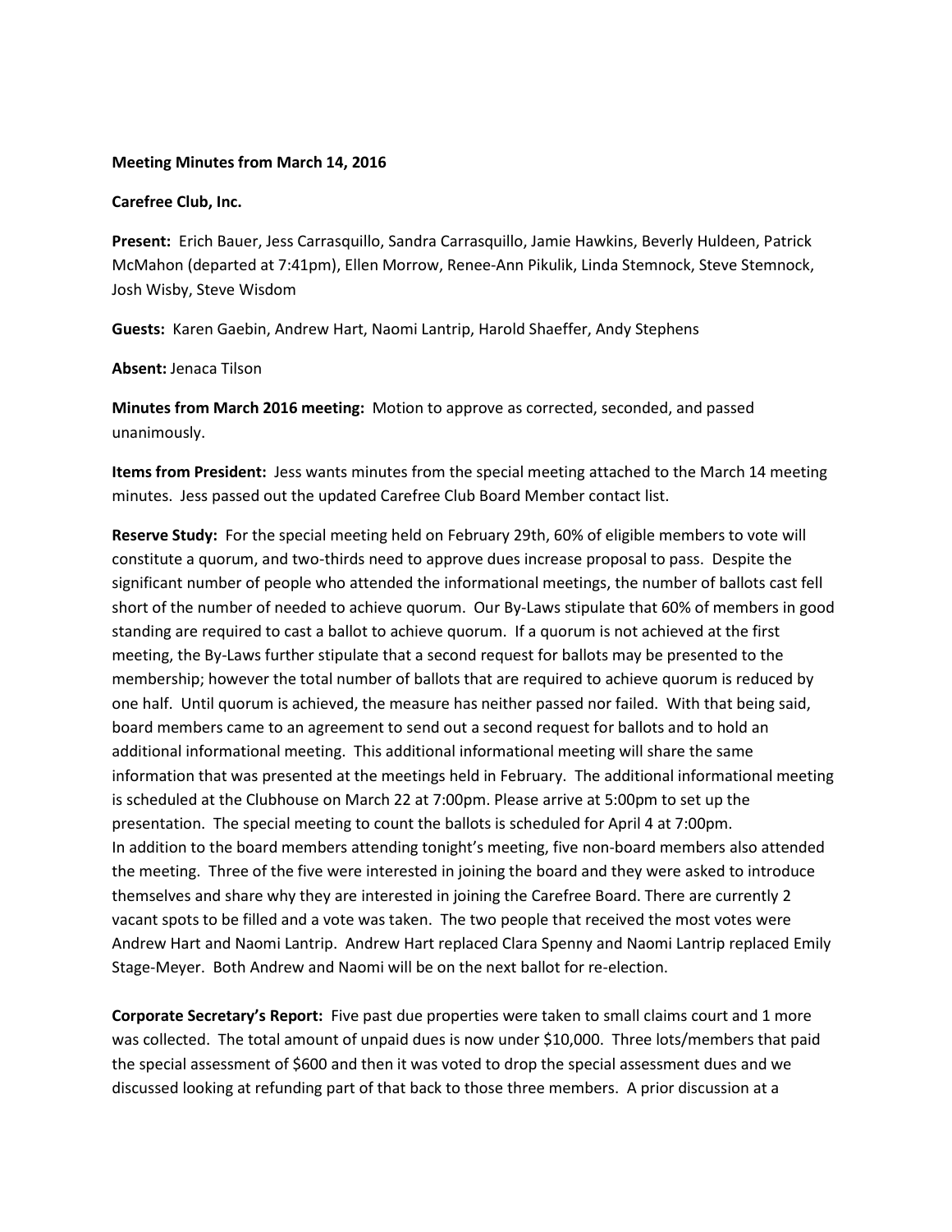**Meeting Minutes from March 14, 2016**

**Carefree Club, Inc.**

**Present:** Erich Bauer, Jess Carrasquillo, Sandra Carrasquillo, Jamie Hawkins, Beverly Huldeen, Patrick McMahon (departed at 7:41pm), Ellen Morrow, Renee-Ann Pikulik, Linda Stemnock, Steve Stemnock, Josh Wisby, Steve Wisdom

**Guests:** Karen Gaebin, Andrew Hart, Naomi Lantrip, Harold Shaeffer, Andy Stephens

**Absent:** Jenaca Tilson

**Minutes from March 2016 meeting:** Motion to approve as corrected, seconded, and passed unanimously.

**Items from President:** Jess wants minutes from the special meeting attached to the March 14 meeting minutes. Jess passed out the updated Carefree Club Board Member contact list.

**Reserve Study:** For the special meeting held on February 29th, 60% of eligible members to vote will constitute a quorum, and two-thirds need to approve dues increase proposal to pass. Despite the significant number of people who attended the informational meetings, the number of ballots cast fell short of the number of needed to achieve quorum. Our By-Laws stipulate that 60% of members in good standing are required to cast a ballot to achieve quorum. If a quorum is not achieved at the first meeting, the By-Laws further stipulate that a second request for ballots may be presented to the membership; however the total number of ballots that are required to achieve quorum is reduced by one half. Until quorum is achieved, the measure has neither passed nor failed. With that being said, board members came to an agreement to send out a second request for ballots and to hold an additional informational meeting. This additional informational meeting will share the same information that was presented at the meetings held in February. The additional informational meeting is scheduled at the Clubhouse on March 22 at 7:00pm. Please arrive at 5:00pm to set up the presentation. The special meeting to count the ballots is scheduled for April 4 at 7:00pm.
In addition to the board members attending tonight's meeting, five non-board members also attended the meeting. Three of the five were interested in joining the board and they were asked to introduce themselves and share why they are interested in joining the Carefree Board. There are currently 2 vacant spots to be filled and a vote was taken. The two people that received the most votes were Andrew Hart and Naomi Lantrip. Andrew Hart replaced Clara Spenny and Naomi Lantrip replaced Emily Stage-Meyer. Both Andrew and Naomi will be on the next ballot for re-election.

**Corporate Secretary's Report:** Five past due properties were taken to small claims court and 1 more was collected. The total amount of unpaid dues is now under $10,000. Three lots/members that paid the special assessment of $600 and then it was voted to drop the special assessment dues and we discussed looking at refunding part of that back to those three members. A prior discussion at a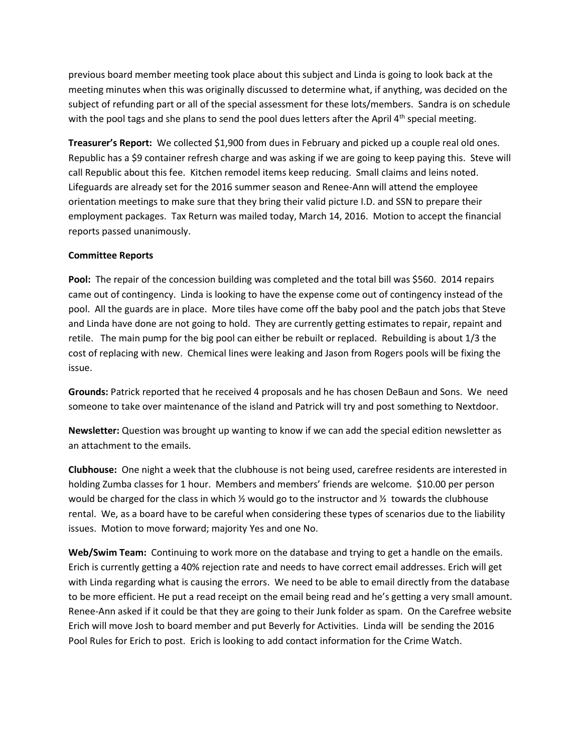previous board member meeting took place about this subject and Linda is going to look back at the meeting minutes when this was originally discussed to determine what, if anything, was decided on the subject of refunding part or all of the special assessment for these lots/members. Sandra is on schedule with the pool tags and she plans to send the pool dues letters after the April 4th special meeting.

**Treasurer's Report:** We collected $1,900 from dues in February and picked up a couple real old ones. Republic has a $9 container refresh charge and was asking if we are going to keep paying this. Steve will call Republic about this fee. Kitchen remodel items keep reducing. Small claims and leins noted. Lifeguards are already set for the 2016 summer season and Renee-Ann will attend the employee orientation meetings to make sure that they bring their valid picture I.D. and SSN to prepare their employment packages. Tax Return was mailed today, March 14, 2016. Motion to accept the financial reports passed unanimously.

**Committee Reports**

**Pool:** The repair of the concession building was completed and the total bill was $560. 2014 repairs came out of contingency. Linda is looking to have the expense come out of contingency instead of the pool. All the guards are in place. More tiles have come off the baby pool and the patch jobs that Steve and Linda have done are not going to hold. They are currently getting estimates to repair, repaint and retile. The main pump for the big pool can either be rebuilt or replaced. Rebuilding is about 1/3 the cost of replacing with new. Chemical lines were leaking and Jason from Rogers pools will be fixing the issue.

**Grounds:** Patrick reported that he received 4 proposals and he has chosen DeBaun and Sons. We need someone to take over maintenance of the island and Patrick will try and post something to Nextdoor.

**Newsletter:** Question was brought up wanting to know if we can add the special edition newsletter as an attachment to the emails.

**Clubhouse:** One night a week that the clubhouse is not being used, carefree residents are interested in holding Zumba classes for 1 hour. Members and members' friends are welcome. $10.00 per person would be charged for the class in which ½ would go to the instructor and ½ towards the clubhouse rental. We, as a board have to be careful when considering these types of scenarios due to the liability issues. Motion to move forward; majority Yes and one No.

**Web/Swim Team:** Continuing to work more on the database and trying to get a handle on the emails. Erich is currently getting a 40% rejection rate and needs to have correct email addresses. Erich will get with Linda regarding what is causing the errors. We need to be able to email directly from the database to be more efficient. He put a read receipt on the email being read and he's getting a very small amount. Renee-Ann asked if it could be that they are going to their Junk folder as spam. On the Carefree website Erich will move Josh to board member and put Beverly for Activities. Linda will be sending the 2016 Pool Rules for Erich to post. Erich is looking to add contact information for the Crime Watch.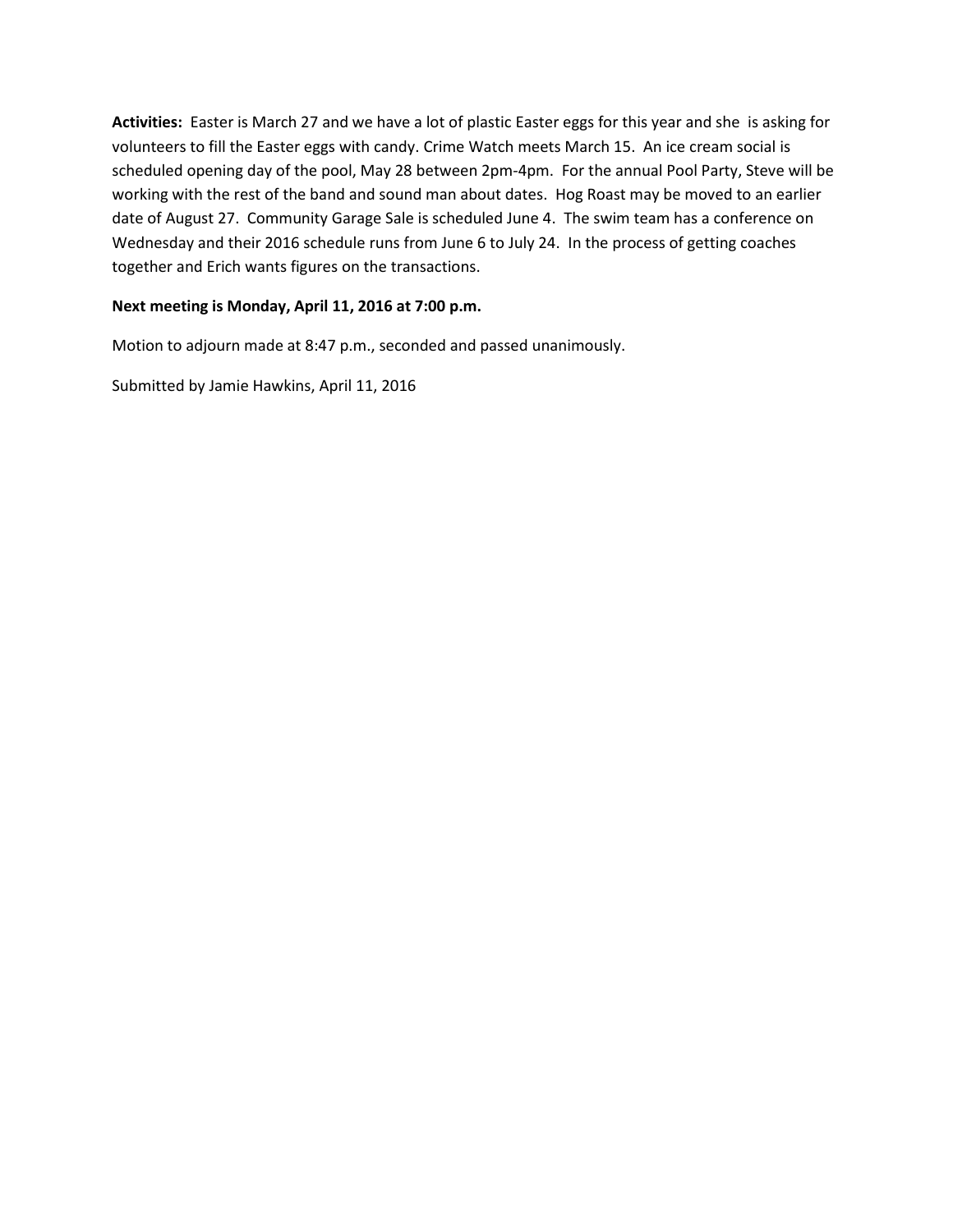**Activities:** Easter is March 27 and we have a lot of plastic Easter eggs for this year and she is asking for volunteers to fill the Easter eggs with candy. Crime Watch meets March 15. An ice cream social is scheduled opening day of the pool, May 28 between 2pm-4pm. For the annual Pool Party, Steve will be working with the rest of the band and sound man about dates. Hog Roast may be moved to an earlier date of August 27. Community Garage Sale is scheduled June 4. The swim team has a conference on Wednesday and their 2016 schedule runs from June 6 to July 24. In the process of getting coaches together and Erich wants figures on the transactions.

**Next meeting is Monday, April 11, 2016 at 7:00 p.m.**

Motion to adjourn made at 8:47 p.m., seconded and passed unanimously.

Submitted by Jamie Hawkins, April 11, 2016